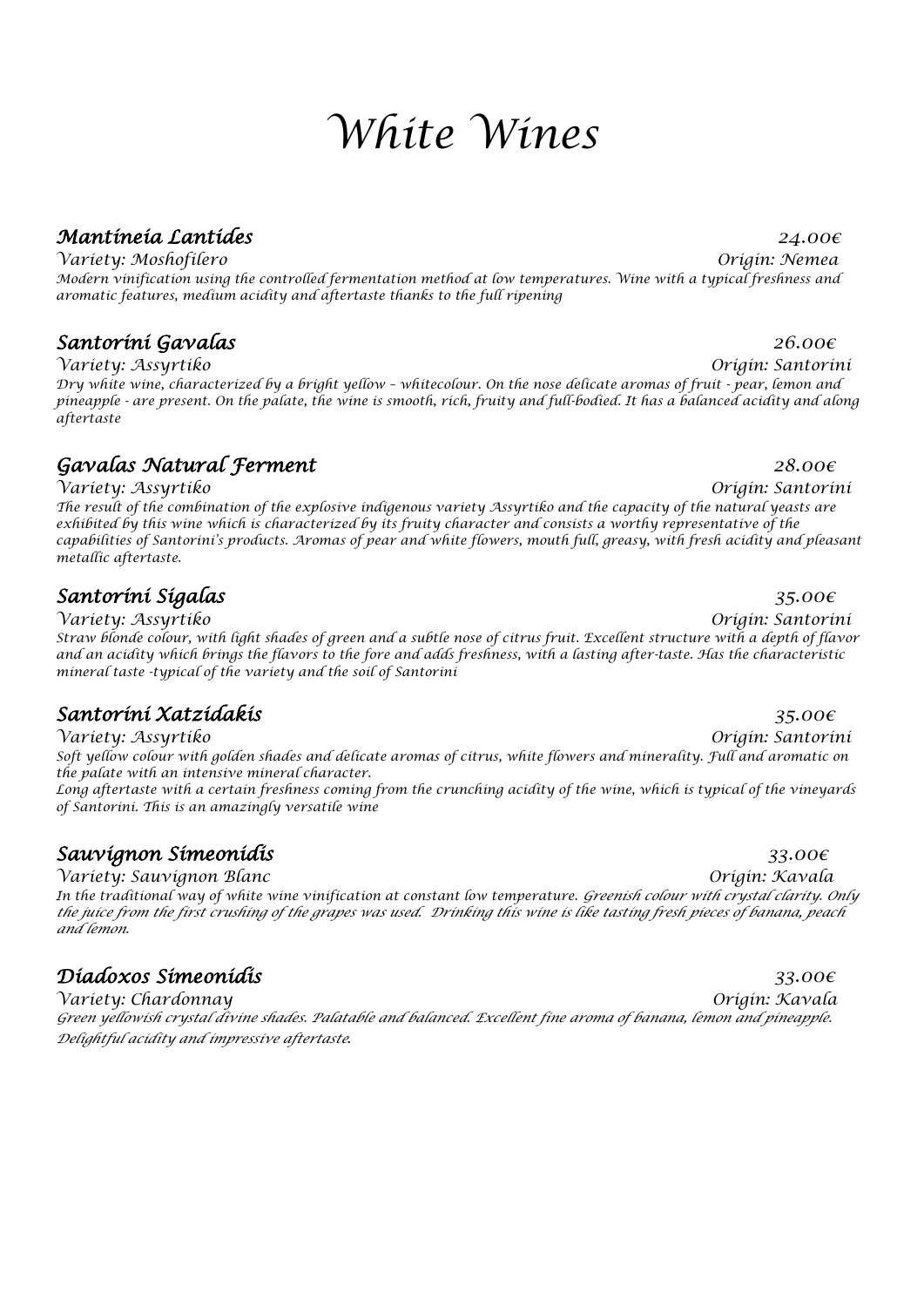# White Wines

## Mantineia Lantides 24.00€

Variety: Moshofilero Origin: Nemea

Modern vinification using the controlled fermentation method at low temperatures. Wine with a typical freshness and aromatic features, medium acidity and aftertaste thanks to the full ripening

## Santorini Gavalas 26.00€

Variety: Assyrtiko Origin: Santorini

Dry white wine, characterized by a bright yellow – whitecolour. On the nose delicate aromas of fruit - pear, lemon and pineapple - are present. On the palate, the wine is smooth, rich, fruity and full-bodied. It has a balanced acidity and along aftertaste

## Gavalas Natural Ferment 28.00€

Variety: Assyrtiko Origin: Santorini

The result of the combination of the explosive indigenous variety Assyrtiko and the capacity of the natural yeasts are exhibited by this wine which is characterized by its fruity character and consists a worthy representative of the capabilities of Santorini's products. Aromas of pear and white flowers, mouth full, greasy, with fresh acidity and pleasant metallic aftertaste.

## Santorini Sigalas 35.00€

Variety: Assyrtiko Origin: Santorini

Straw blonde colour, with light shades of green and a subtle nose of citrus fruit. Excellent structure with a depth of flavor and an acidity which brings the flavors to the fore and adds freshness, with a lasting after-taste. Has the characteristic mineral taste -typical of the variety and the soil of Santorini

## Santorini Xatzidakis 35.00€

Variety: Assyrtiko Origin: Santorini

Soft yellow colour with golden shades and delicate aromas of citrus, white flowers and minerality. Full and aromatic on the palate with an intensive mineral character.

Long aftertaste with a certain freshness coming from the crunching acidity of the wine, which is typical of the vineyards of Santorini. This is an amazingly versatile wine

## Sauvignon Simeonidis 33.00€

Variety: Sauvignon Blanc Origin: Kavala

In the traditional way of white wine vinification at constant low temperature. Greenish colour with crystal clarity. Only the juice from the first crushing of the grapes was used. Drinking this wine is like tasting fresh pieces of banana, peach and lemon.

## Diadoxos Simeonidis 33.00€

Variety: Chardonnay Origin: Kavala

Green yellowish crystal divine shades. Palatable and balanced. Excellent fine aroma of banana, lemon and pineapple. Delightful acidity and impressive aftertaste.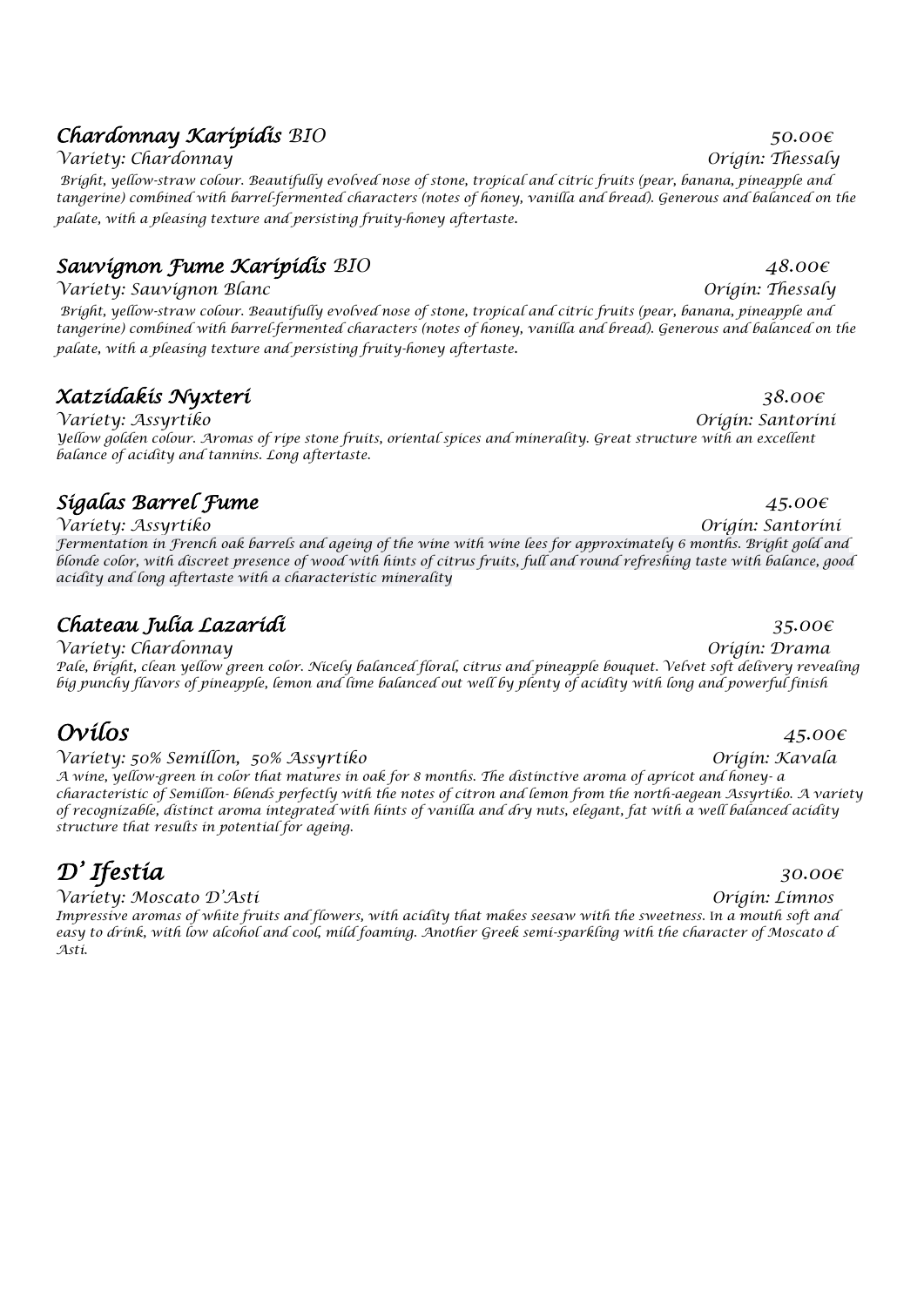## ***Chardonnay Karipidis*** *BIO* *50.00€*

*Variety: Chardonnay* *Origin: Thessaly*

*Bright, yellow-straw colour. Beautifully evolved nose of stone, tropical and citric fruits (pear, banana, pineapple and tangerine) combined with barrel-fermented characters (notes of honey, vanilla and bread). Generous and balanced on the palate, with a pleasing texture and persisting fruity-honey aftertaste.*

## ***Sauvignon Fume Karipidis*** *BIO* *48.00€*

*Variety: Sauvignon Blanc* *Origin: Thessaly*

*Bright, yellow-straw colour. Beautifully evolved nose of stone, tropical and citric fruits (pear, banana, pineapple and tangerine) combined with barrel-fermented characters (notes of honey, vanilla and bread). Generous and balanced on the palate, with a pleasing texture and persisting fruity-honey aftertaste.*

## ***Xatzidakis Nyxteri*** *38.00€*

*Variety: Assyrtiko* *Origin: Santorini*

*Yellow golden colour. Aromas of ripe stone fruits, oriental spices and minerality. Great structure with an excellent balance of acidity and tannins. Long aftertaste.*

## ***Sigalas Barrel Fume*** *45.00€*

*Variety: Assyrtiko* *Origin: Santorini*

*Fermentation in French oak barrels and ageing of the wine with wine lees for approximately 6 months. Bright gold and blonde color, with discreet presence of wood with hints of citrus fruits, full and round refreshing taste with balance, good acidity and long aftertaste with a characteristic minerality*

## ***Chateau Julia Lazaridi*** *35.00€*

*Variety: Chardonnay* *Origin: Drama*

*Pale, bright, clean yellow green color. Nicely balanced floral, citrus and pineapple bouquet. Velvet soft delivery revealing big punchy flavors of pineapple, lemon and lime balanced out well by plenty of acidity with long and powerful finish*

# ***Ovilos*** *45.00€*

*Variety: 50% Semillon, 50% Assyrtiko* *Origin: Kavala*

*A wine, yellow-green in color that matures in oak for 8 months. The distinctive aroma of apricot and honey- a characteristic of Semillon- blends perfectly with the notes of citron and lemon from the north-aegean Assyrtiko. A variety of recognizable, distinct aroma integrated with hints of vanilla and dry nuts, elegant, fat with a well balanced acidity structure that results in potential for ageing.*

# ***D' Ifestia*** *30.00€*

*Variety: Moscato D'Asti* *Origin: Limnos*

*Impressive aromas of white fruits and flowers, with acidity that makes seesaw with the sweetness. In a mouth soft and easy to drink, with low alcohol and cool, mild foaming. Another Greek semi-sparkling with the character of Moscato d Asti.*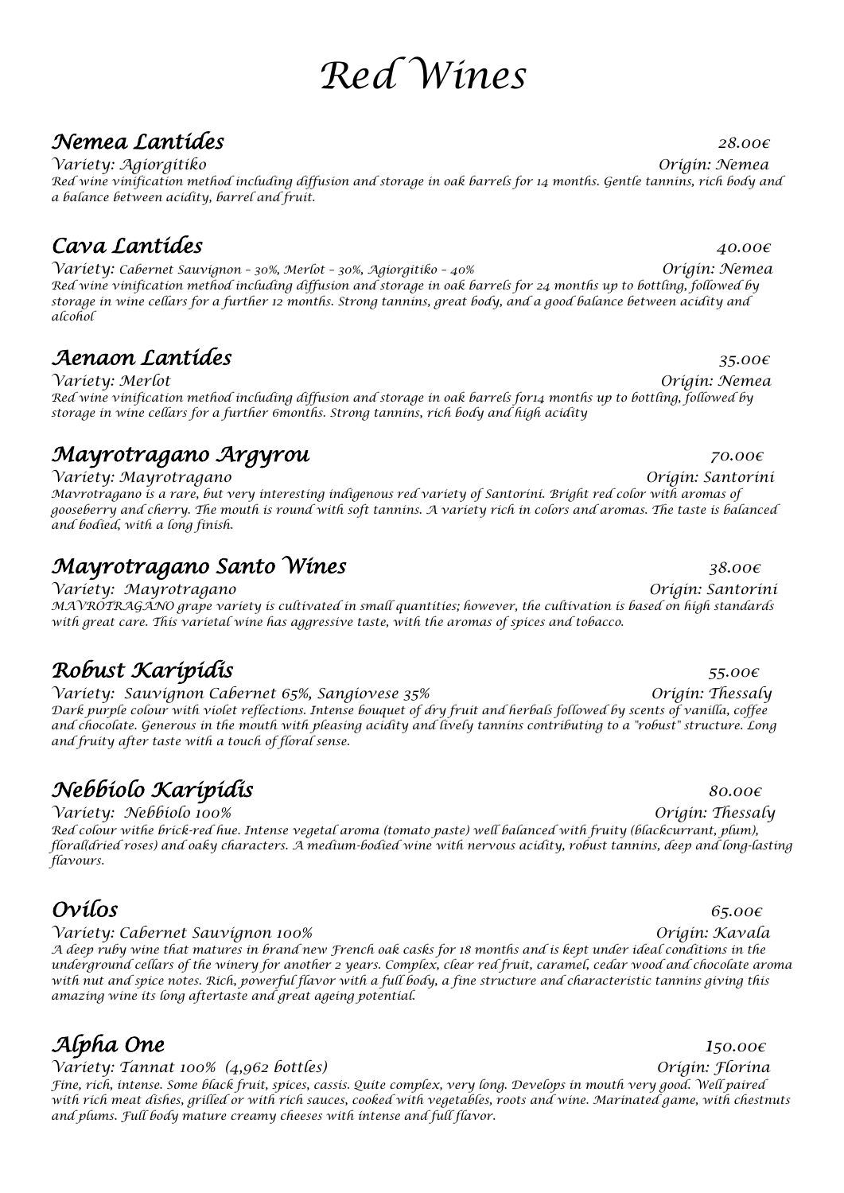# Red Wines

## Nemea Lantides 28.00€

Variety: Agiorgitiko Origin: Nemea

Red wine vinification method including diffusion and storage in oak barrels for 14 months. Gentle tannins, rich body and a balance between acidity, barrel and fruit.

## Cava Lantides 40.00€

Variety: Cabernet Sauvignon – 30%, Merlot – 30%, Agiorgitiko – 40% Origin: Nemea

Red wine vinification method including diffusion and storage in oak barrels for 24 months up to bottling, followed by storage in wine cellars for a further 12 months. Strong tannins, great body, and a good balance between acidity and alcohol

## Aenaon Lantides 35.00€

Variety: Merlot Origin: Nemea

Red wine vinification method including diffusion and storage in oak barrels for14 months up to bottling, followed by storage in wine cellars for a further 6months. Strong tannins, rich body and high acidity

## Mayrotragano Argyrou 70.00€

Variety: Mayrotragano Origin: Santorini

Mavrotragano is a rare, but very interesting indigenous red variety of Santorini. Bright red color with aromas of gooseberry and cherry. The mouth is round with soft tannins. A variety rich in colors and aromas. The taste is balanced and bodied, with a long finish.

## Mayrotragano Santo Wines 38.00€

Variety: Mayrotragano Origin: Santorini

MAVROTRAGANO grape variety is cultivated in small quantities; however, the cultivation is based on high standards with great care. This varietal wine has aggressive taste, with the aromas of spices and tobacco.

## Robust Karipidis 55.00€

Variety: Sauvignon Cabernet 65%, Sangiovese 35% Origin: Thessaly

Dark purple colour with violet reflections. Intense bouquet of dry fruit and herbals followed by scents of vanilla, coffee and chocolate. Generous in the mouth with pleasing acidity and lively tannins contributing to a "robust" structure. Long and fruity after taste with a touch of floral sense.

## Nebbiolo Karipidis 80.00€

Variety: Nebbiolo 100% Origin: Thessaly

Red colour withe brick-red hue. Intense vegetal aroma (tomato paste) well balanced with fruity (blackcurrant, plum), floral(dried roses) and oaky characters. A medium-bodied wine with nervous acidity, robust tannins, deep and long-lasting flavours.

## Ovilos 65.00€

Variety: Cabernet Sauvignon 100% Origin: Kavala

A deep ruby wine that matures in brand new French oak casks for 18 months and is kept under ideal conditions in the underground cellars of the winery for another 2 years. Complex, clear red fruit, caramel, cedar wood and chocolate aroma with nut and spice notes. Rich, powerful flavor with a full body, a fine structure and characteristic tannins giving this amazing wine its long aftertaste and great ageing potential.

## Alpha One 150.00€

Variety: Tannat 100% (4,962 bottles) Origin: Florina

Fine, rich, intense. Some black fruit, spices, cassis. Quite complex, very long. Develops in mouth very good. Well paired with rich meat dishes, grilled or with rich sauces, cooked with vegetables, roots and wine. Marinated game, with chestnuts and plums. Full body mature creamy cheeses with intense and full flavor.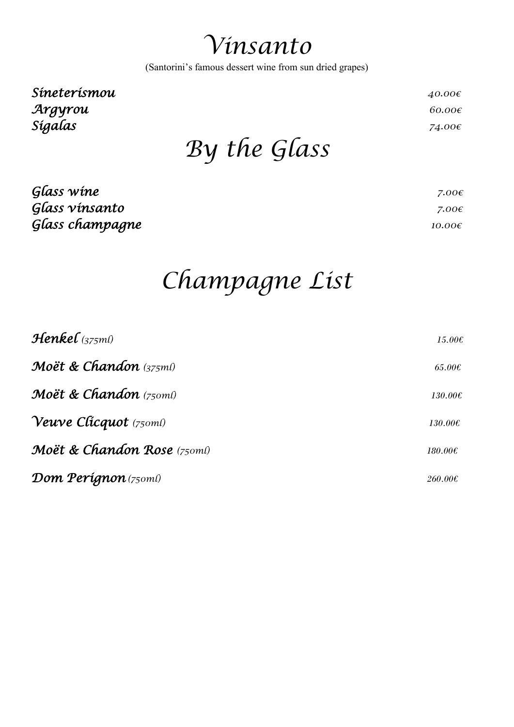# Vinsanto

(Santorini's famous dessert wine from sun dried grapes)

| | |
|---|---|
| ***Sineterismou*** | *40.00€* |
| ***Argyrou*** | *60.00€* |
| ***Sigalas*** | *74.00€* |

# By the Glass

| | |
|---|---|
| ***Glass wine*** | *7.00€* |
| ***Glass vinsanto*** | *7.00€* |
| ***Glass champagne*** | *10.00€* |

# Champagne List

| | |
|---|---|
| ***Henkel*** *(375ml)* | *15.00€* |
| ***Moët & Chandon*** *(375ml)* | *65.00€* |
| ***Moët & Chandon*** *(750ml)* | *130.00€* |
| ***Veuve Clicquot*** *(750ml)* | *130.00€* |
| ***Moët & Chandon Rose*** *(750ml)* | *180.00€* |
| ***Dom Perignon*** *(750ml)* | *260.00€* |